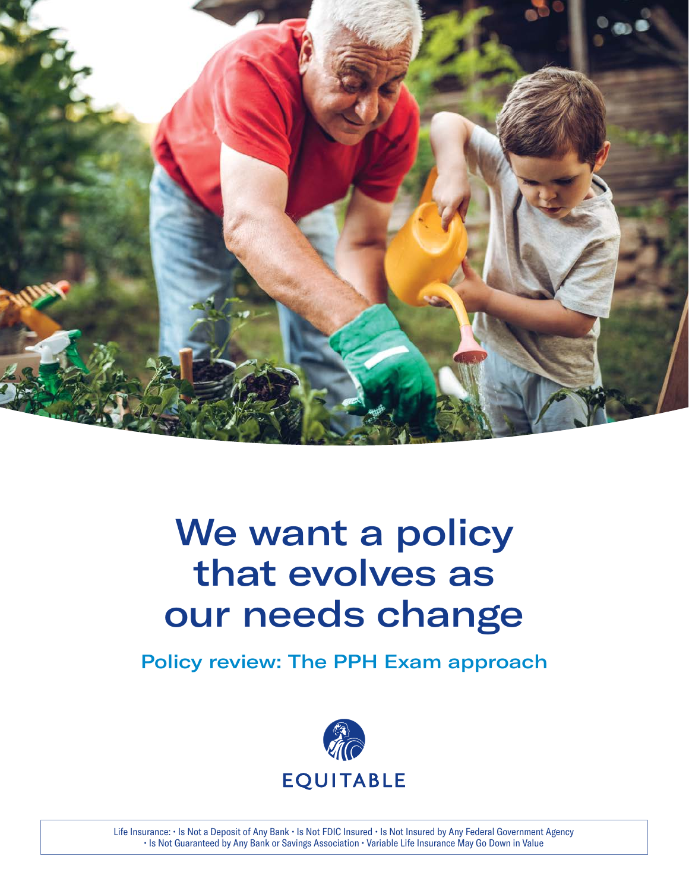# We want a policy that evolves as our needs change

## Policy review: The PPH Exam approach

EQUITABLE

Life Insurance: • Is Not a Deposit of Any Bank • Is Not FDIC Insured • Is Not Insured by Any Federal Government Agency • Is Not Guaranteed by Any Bank or Savings Association • Variable Life Insurance May Go Down in Value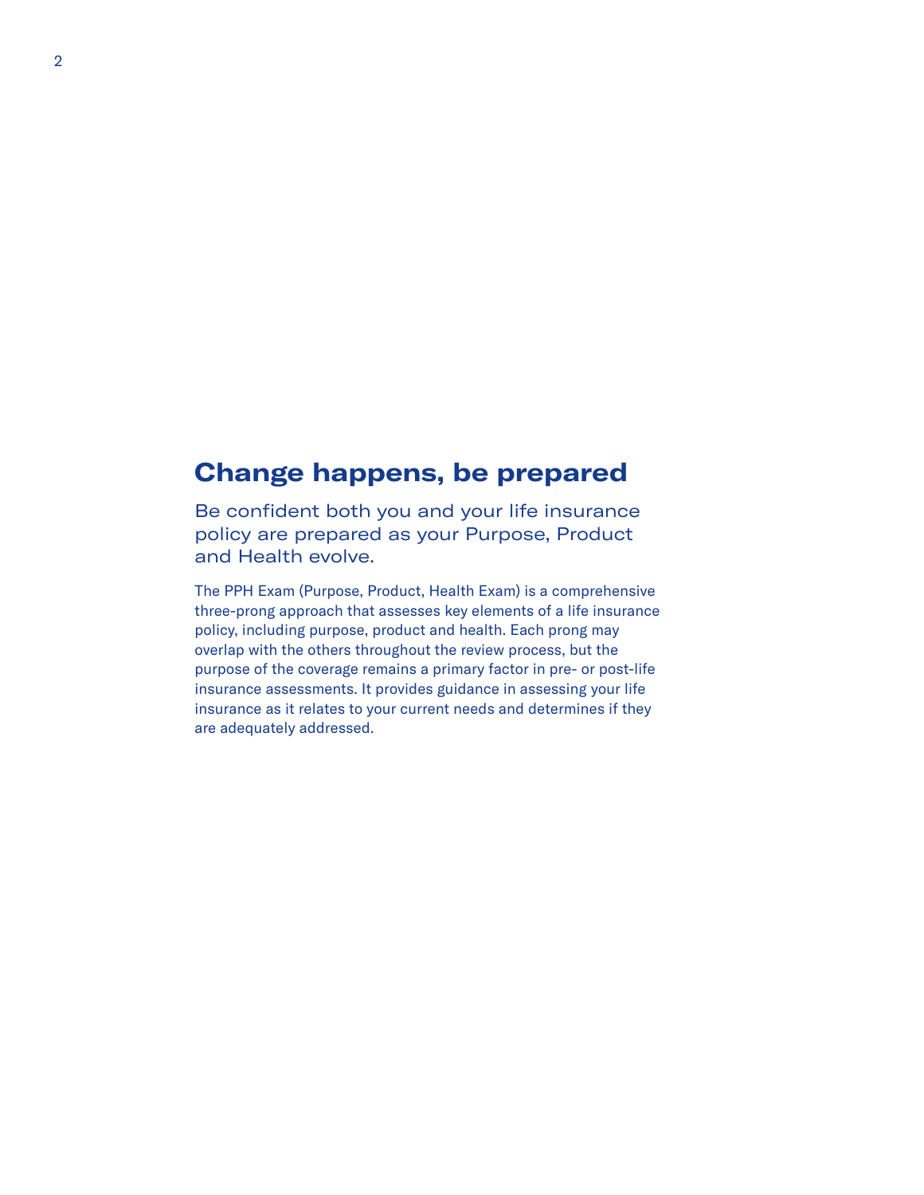## Change happens, be prepared

Be confident both you and your life insurance policy are prepared as your Purpose, Product and Health evolve.

The PPH Exam (Purpose, Product, Health Exam) is a comprehensive three-prong approach that assesses key elements of a life insurance policy, including purpose, product and health. Each prong may overlap with the others throughout the review process, but the purpose of the coverage remains a primary factor in pre- or post-life insurance assessments. It provides guidance in assessing your life insurance as it relates to your current needs and determines if they are adequately addressed.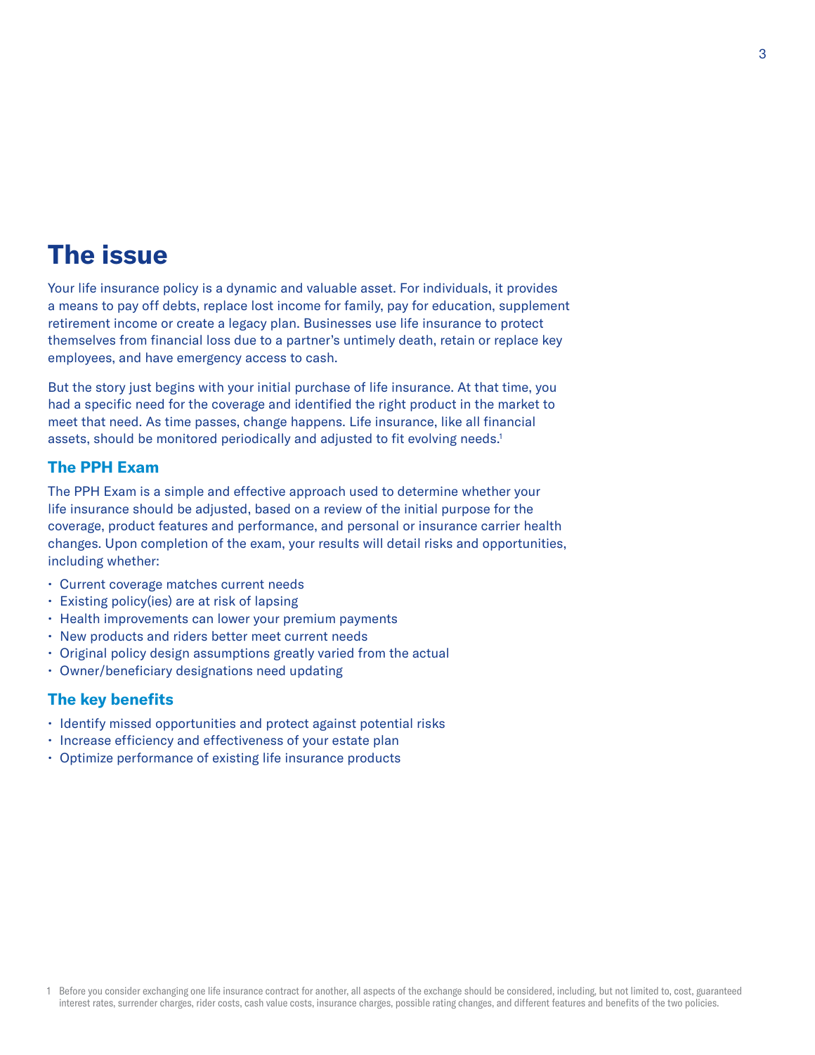# The issue

Your life insurance policy is a dynamic and valuable asset. For individuals, it provides a means to pay off debts, replace lost income for family, pay for education, supplement retirement income or create a legacy plan. Businesses use life insurance to protect themselves from financial loss due to a partner's untimely death, retain or replace key employees, and have emergency access to cash.

But the story just begins with your initial purchase of life insurance. At that time, you had a specific need for the coverage and identified the right product in the market to meet that need. As time passes, change happens. Life insurance, like all financial assets, should be monitored periodically and adjusted to fit evolving needs.[1]

## The PPH Exam

The PPH Exam is a simple and effective approach used to determine whether your life insurance should be adjusted, based on a review of the initial purpose for the coverage, product features and performance, and personal or insurance carrier health changes. Upon completion of the exam, your results will detail risks and opportunities, including whether:

- Current coverage matches current needs
- Existing policy(ies) are at risk of lapsing
- Health improvements can lower your premium payments
- New products and riders better meet current needs
- Original policy design assumptions greatly varied from the actual
- Owner/beneficiary designations need updating

## The key benefits

- Identify missed opportunities and protect against potential risks
- Increase efficiency and effectiveness of your estate plan
- Optimize performance of existing life insurance products

[1] Before you consider exchanging one life insurance contract for another, all aspects of the exchange should be considered, including, but not limited to, cost, guaranteed interest rates, surrender charges, rider costs, cash value costs, insurance charges, possible rating changes, and different features and benefits of the two policies.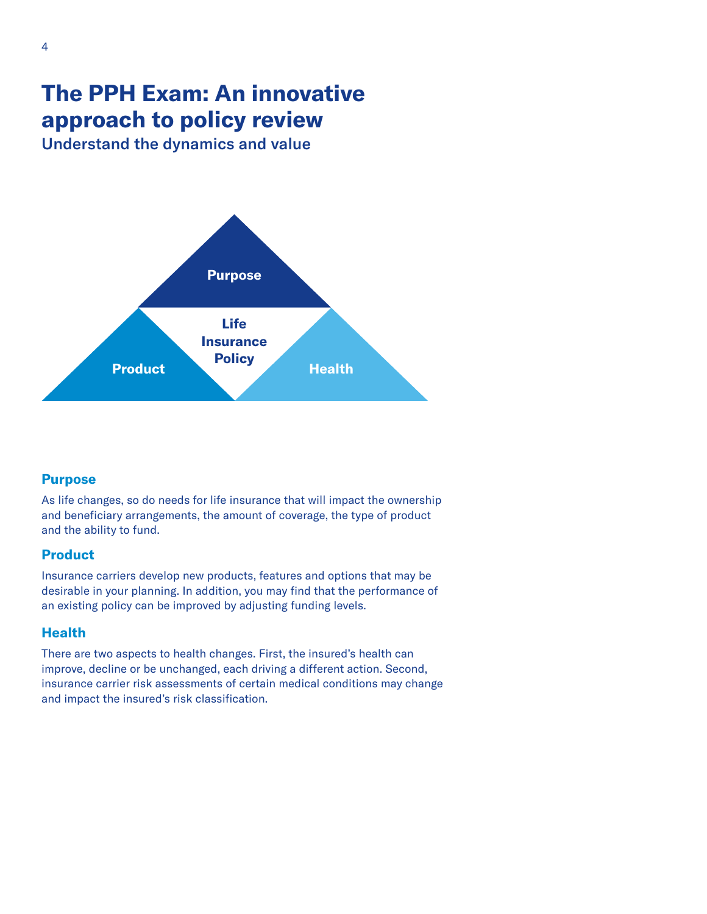# The PPH Exam: An innovative approach to policy review

## Understand the dynamics and value

Purpose

Life Insurance Policy

Product

Health

### Purpose

As life changes, so do needs for life insurance that will impact the ownership and beneficiary arrangements, the amount of coverage, the type of product and the ability to fund.

### Product

Insurance carriers develop new products, features and options that may be desirable in your planning. In addition, you may find that the performance of an existing policy can be improved by adjusting funding levels.

### Health

There are two aspects to health changes. First, the insured's health can improve, decline or be unchanged, each driving a different action. Second, insurance carrier risk assessments of certain medical conditions may change and impact the insured's risk classification.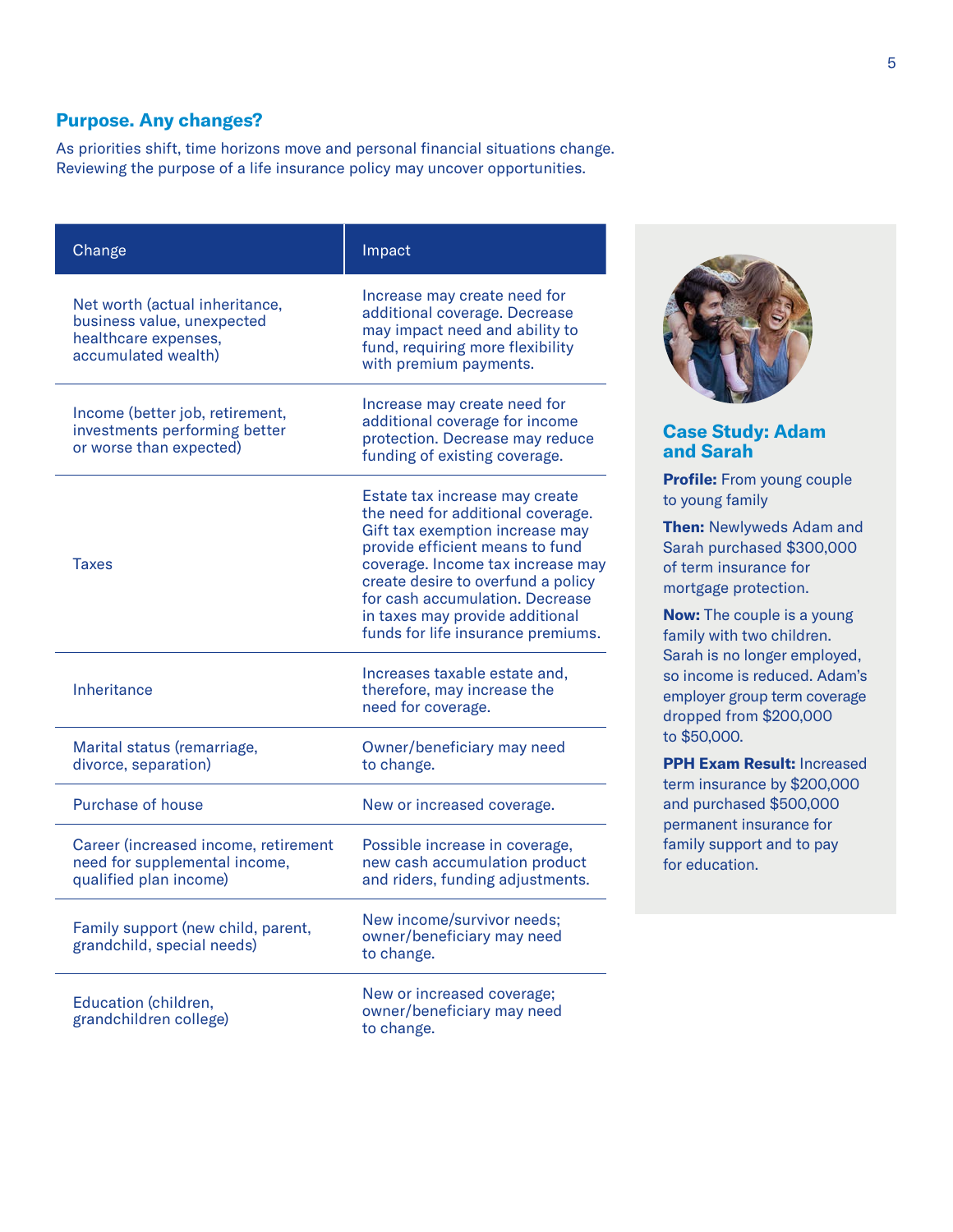## Purpose. Any changes?

As priorities shift, time horizons move and personal financial situations change. Reviewing the purpose of a life insurance policy may uncover opportunities.

| Change | Impact |
| --- | --- |
| Net worth (actual inheritance, business value, unexpected healthcare expenses, accumulated wealth) | Increase may create need for additional coverage. Decrease may impact need and ability to fund, requiring more flexibility with premium payments. |
| Income (better job, retirement, investments performing better or worse than expected) | Increase may create need for additional coverage for income protection. Decrease may reduce funding of existing coverage. |
| Taxes | Estate tax increase may create the need for additional coverage. Gift tax exemption increase may provide efficient means to fund coverage. Income tax increase may create desire to overfund a policy for cash accumulation. Decrease in taxes may provide additional funds for life insurance premiums. |
| Inheritance | Increases taxable estate and, therefore, may increase the need for coverage. |
| Marital status (remarriage, divorce, separation) | Owner/beneficiary may need to change. |
| Purchase of house | New or increased coverage. |
| Career (increased income, retirement need for supplemental income, qualified plan income) | Possible increase in coverage, new cash accumulation product and riders, funding adjustments. |
| Family support (new child, parent, grandchild, special needs) | New income/survivor needs; owner/beneficiary may need to change. |
| Education (children, grandchildren college) | New or increased coverage; owner/beneficiary may need to change. |

### Case Study: Adam and Sarah

**Profile:** From young couple to young family

**Then:** Newlyweds Adam and Sarah purchased $300,000 of term insurance for mortgage protection.

**Now:** The couple is a young family with two children. Sarah is no longer employed, so income is reduced. Adam's employer group term coverage dropped from $200,000 to $50,000.

**PPH Exam Result:** Increased term insurance by $200,000 and purchased $500,000 permanent insurance for family support and to pay for education.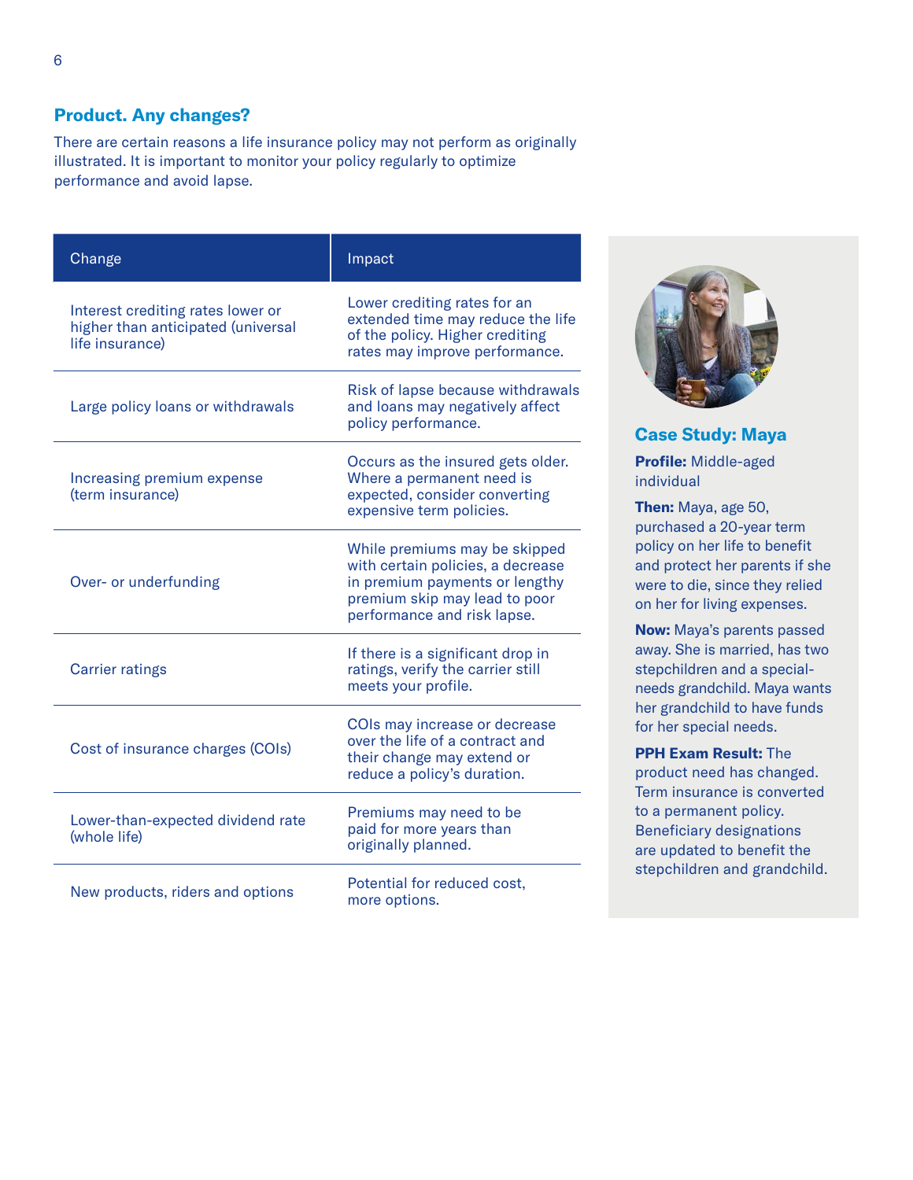## Product. Any changes?

There are certain reasons a life insurance policy may not perform as originally illustrated. It is important to monitor your policy regularly to optimize performance and avoid lapse.

| Change | Impact |
| --- | --- |
| Interest crediting rates lower or higher than anticipated (universal life insurance) | Lower crediting rates for an extended time may reduce the life of the policy. Higher crediting rates may improve performance. |
| Large policy loans or withdrawals | Risk of lapse because withdrawals and loans may negatively affect policy performance. |
| Increasing premium expense (term insurance) | Occurs as the insured gets older. Where a permanent need is expected, consider converting expensive term policies. |
| Over- or underfunding | While premiums may be skipped with certain policies, a decrease in premium payments or lengthy premium skip may lead to poor performance and risk lapse. |
| Carrier ratings | If there is a significant drop in ratings, verify the carrier still meets your profile. |
| Cost of insurance charges (COIs) | COIs may increase or decrease over the life of a contract and their change may extend or reduce a policy's duration. |
| Lower-than-expected dividend rate (whole life) | Premiums may need to be paid for more years than originally planned. |
| New products, riders and options | Potential for reduced cost, more options. |

### Case Study: Maya

**Profile:** Middle-aged individual

**Then:** Maya, age 50, purchased a 20-year term policy on her life to benefit and protect her parents if she were to die, since they relied on her for living expenses.

**Now:** Maya's parents passed away. She is married, has two stepchildren and a special-needs grandchild. Maya wants her grandchild to have funds for her special needs.

**PPH Exam Result:** The product need has changed. Term insurance is converted to a permanent policy. Beneficiary designations are updated to benefit the stepchildren and grandchild.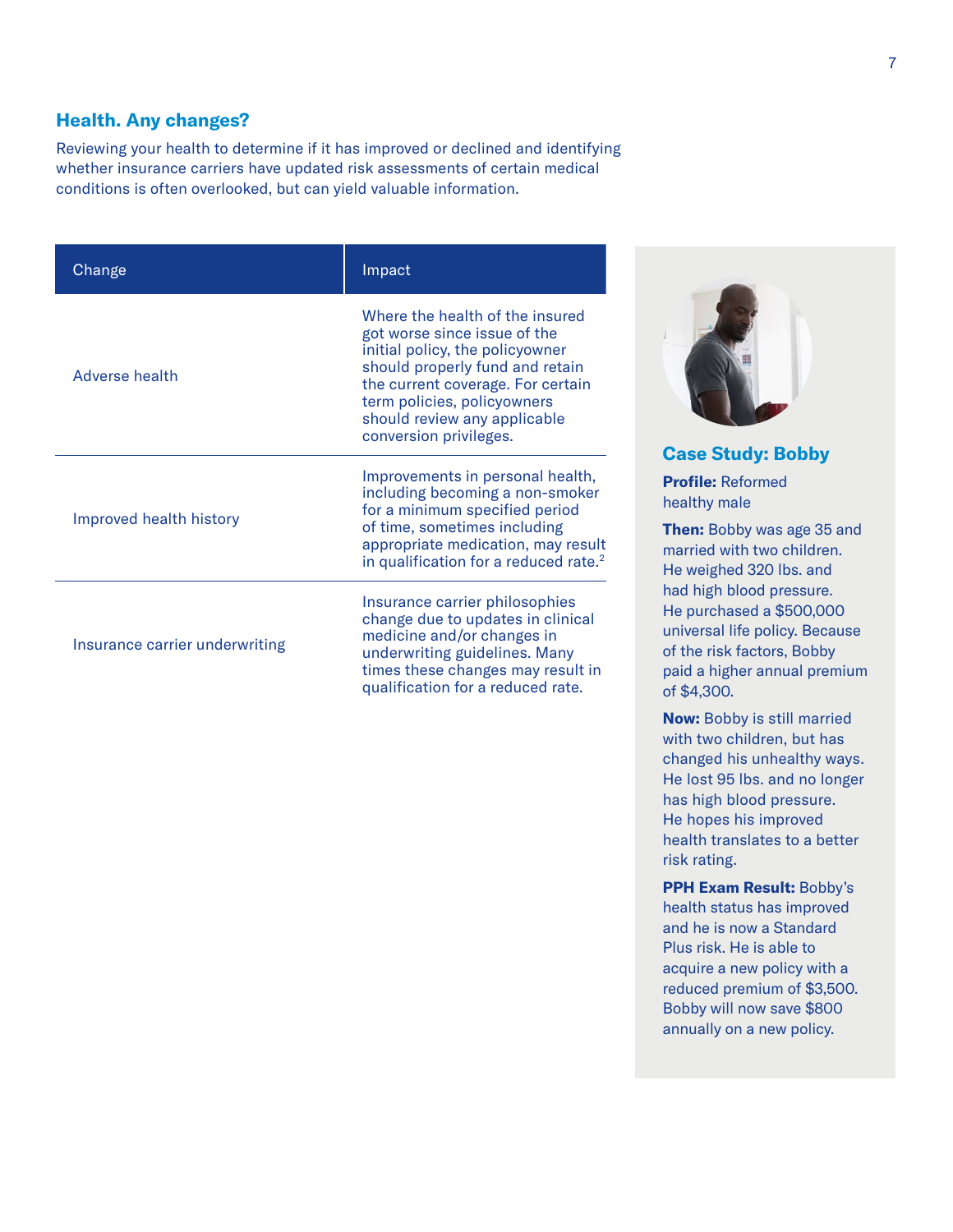## Health. Any changes?

Reviewing your health to determine if it has improved or declined and identifying whether insurance carriers have updated risk assessments of certain medical conditions is often overlooked, but can yield valuable information.

| Change | Impact |
|---|---|
| Adverse health | Where the health of the insured got worse since issue of the initial policy, the policyowner should properly fund and retain the current coverage. For certain term policies, policyowners should review any applicable conversion privileges. |
| Improved health history | Improvements in personal health, including becoming a non-smoker for a minimum specified period of time, sometimes including appropriate medication, may result in qualification for a reduced rate.[2] |
| Insurance carrier underwriting | Insurance carrier philosophies change due to updates in clinical medicine and/or changes in underwriting guidelines. Many times these changes may result in qualification for a reduced rate. |

### Case Study: Bobby

**Profile:** Reformed healthy male

**Then:** Bobby was age 35 and married with two children. He weighed 320 lbs. and had high blood pressure. He purchased a $500,000 universal life policy. Because of the risk factors, Bobby paid a higher annual premium of $4,300.

**Now:** Bobby is still married with two children, but has changed his unhealthy ways. He lost 95 lbs. and no longer has high blood pressure. He hopes his improved health translates to a better risk rating.

**PPH Exam Result:** Bobby's health status has improved and he is now a Standard Plus risk. He is able to acquire a new policy with a reduced premium of $3,500. Bobby will now save $800 annually on a new policy.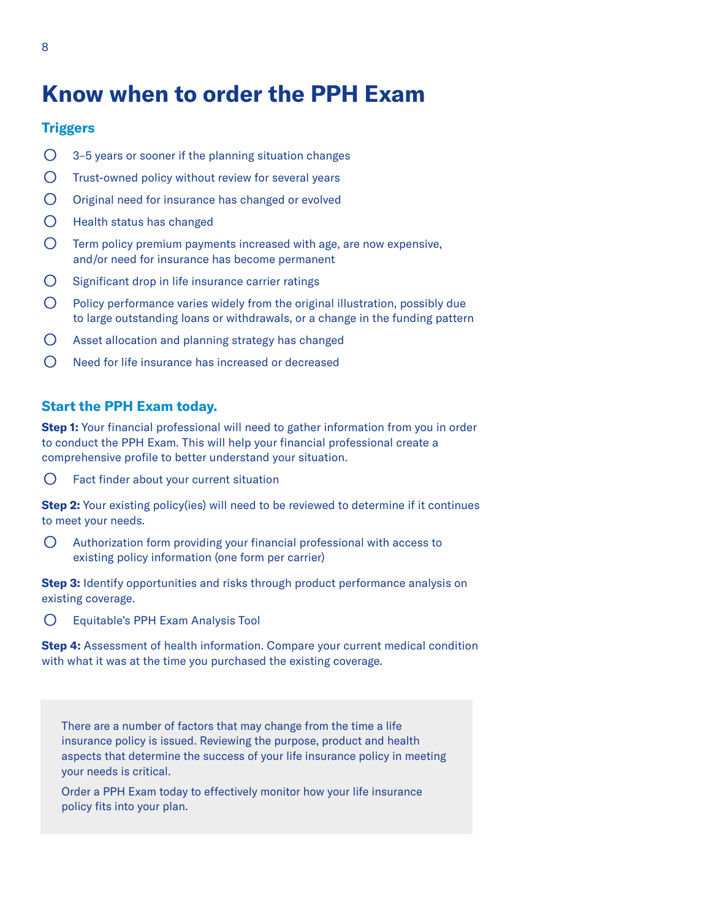# Know when to order the PPH Exam

### Triggers

- ○ 3–5 years or sooner if the planning situation changes
- ○ Trust-owned policy without review for several years
- ○ Original need for insurance has changed or evolved
- ○ Health status has changed
- ○ Term policy premium payments increased with age, are now expensive, and/or need for insurance has become permanent
- ○ Significant drop in life insurance carrier ratings
- ○ Policy performance varies widely from the original illustration, possibly due to large outstanding loans or withdrawals, or a change in the funding pattern
- ○ Asset allocation and planning strategy has changed
- ○ Need for life insurance has increased or decreased

### Start the PPH Exam today.

**Step 1:** Your financial professional will need to gather information from you in order to conduct the PPH Exam. This will help your financial professional create a comprehensive profile to better understand your situation.

- ○ Fact finder about your current situation

**Step 2:** Your existing policy(ies) will need to be reviewed to determine if it continues to meet your needs.

- ○ Authorization form providing your financial professional with access to existing policy information (one form per carrier)

**Step 3:** Identify opportunities and risks through product performance analysis on existing coverage.

- ○ Equitable's PPH Exam Analysis Tool

**Step 4:** Assessment of health information. Compare your current medical condition with what it was at the time you purchased the existing coverage.

There are a number of factors that may change from the time a life insurance policy is issued. Reviewing the purpose, product and health aspects that determine the success of your life insurance policy in meeting your needs is critical.

Order a PPH Exam today to effectively monitor how your life insurance policy fits into your plan.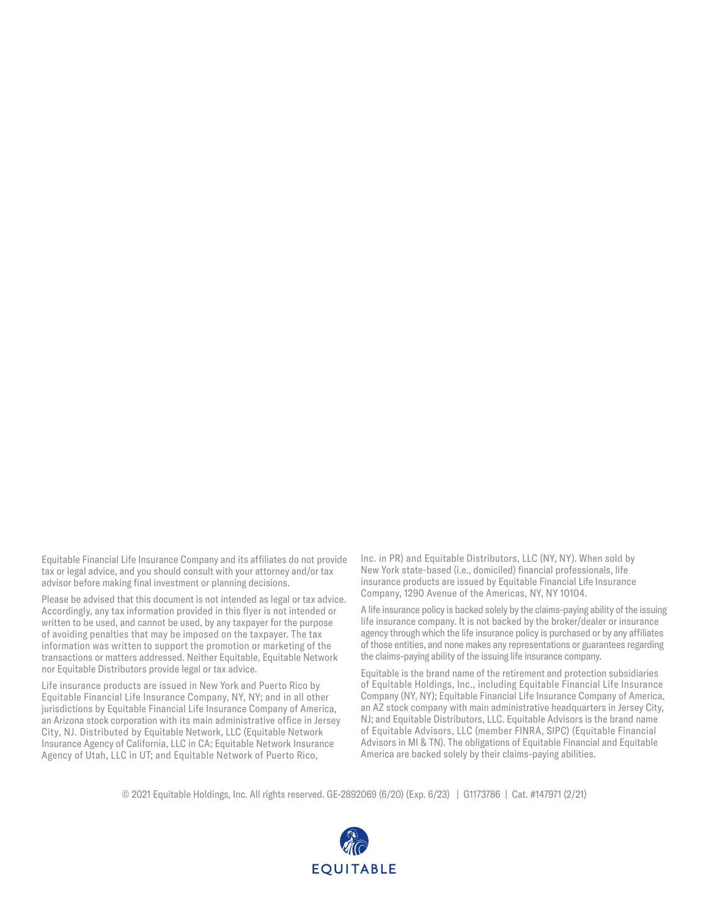Equitable Financial Life Insurance Company and its affiliates do not provide tax or legal advice, and you should consult with your attorney and/or tax advisor before making final investment or planning decisions.

Please be advised that this document is not intended as legal or tax advice. Accordingly, any tax information provided in this flyer is not intended or written to be used, and cannot be used, by any taxpayer for the purpose of avoiding penalties that may be imposed on the taxpayer. The tax information was written to support the promotion or marketing of the transactions or matters addressed. Neither Equitable, Equitable Network nor Equitable Distributors provide legal or tax advice.

Life insurance products are issued in New York and Puerto Rico by Equitable Financial Life Insurance Company, NY, NY; and in all other jurisdictions by Equitable Financial Life Insurance Company of America, an Arizona stock corporation with its main administrative office in Jersey City, NJ. Distributed by Equitable Network, LLC (Equitable Network Insurance Agency of California, LLC in CA; Equitable Network Insurance Agency of Utah, LLC in UT; and Equitable Network of Puerto Rico, Inc. in PR) and Equitable Distributors, LLC (NY, NY). When sold by New York state-based (i.e., domiciled) financial professionals, life insurance products are issued by Equitable Financial Life Insurance Company, 1290 Avenue of the Americas, NY, NY 10104.

A life insurance policy is backed solely by the claims-paying ability of the issuing life insurance company. It is not backed by the broker/dealer or insurance agency through which the life insurance policy is purchased or by any affiliates of those entities, and none makes any representations or guarantees regarding the claims-paying ability of the issuing life insurance company.

Equitable is the brand name of the retirement and protection subsidiaries of Equitable Holdings, Inc., including Equitable Financial Life Insurance Company (NY, NY); Equitable Financial Life Insurance Company of America, an AZ stock company with main administrative headquarters in Jersey City, NJ; and Equitable Distributors, LLC. Equitable Advisors is the brand name of Equitable Advisors, LLC (member FINRA, SIPC) (Equitable Financial Advisors in MI & TN). The obligations of Equitable Financial and Equitable America are backed solely by their claims-paying abilities.

© 2021 Equitable Holdings, Inc. All rights reserved. GE-2892069 (6/20) (Exp. 6/23) | G1173786 | Cat. #147971 (2/21)

EQUITABLE